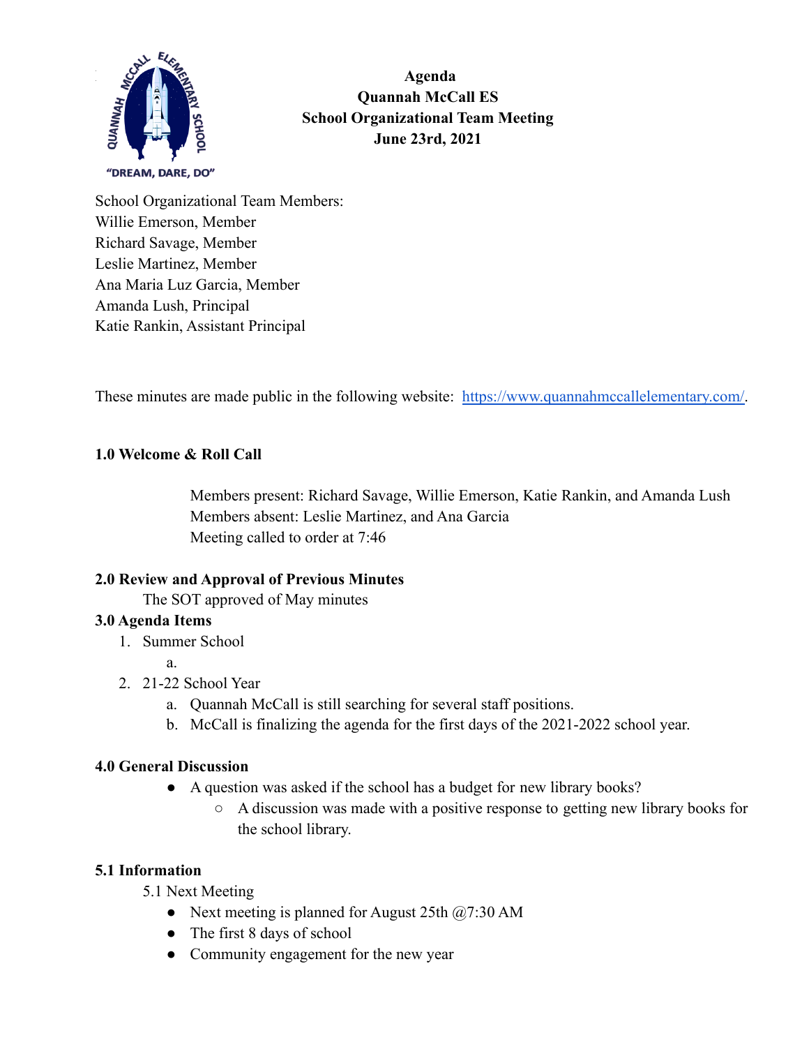**Agenda**
**Quannah McCall ES**
**School Organizational Team Meeting**
**June 23rd, 2021**

School Organizational Team Members:
Willie Emerson, Member
Richard Savage, Member
Leslie Martinez, Member
Ana Maria Luz Garcia, Member
Amanda Lush, Principal
Katie Rankin, Assistant Principal

These minutes are made public in the following website: [https://www.quannahmccallelementary.com/](https://www.quannahmccallelementary.com/).

**1.0 Welcome & Roll Call**

Members present: Richard Savage, Willie Emerson, Katie Rankin, and Amanda Lush
Members absent: Leslie Martinez, and Ana Garcia
Meeting called to order at 7:46

**2.0 Review and Approval of Previous Minutes**

The SOT approved of May minutes

**3.0 Agenda Items**

1. Summer School
   a.
2. 21-22 School Year
   a. Quannah McCall is still searching for several staff positions.
   b. McCall is finalizing the agenda for the first days of the 2021-2022 school year.

**4.0 General Discussion**

- A question was asked if the school has a budget for new library books?
  - A discussion was made with a positive response to getting new library books for the school library.

**5.1 Information**

5.1 Next Meeting

- Next meeting is planned for August 25th @7:30 AM
- The first 8 days of school
- Community engagement for the new year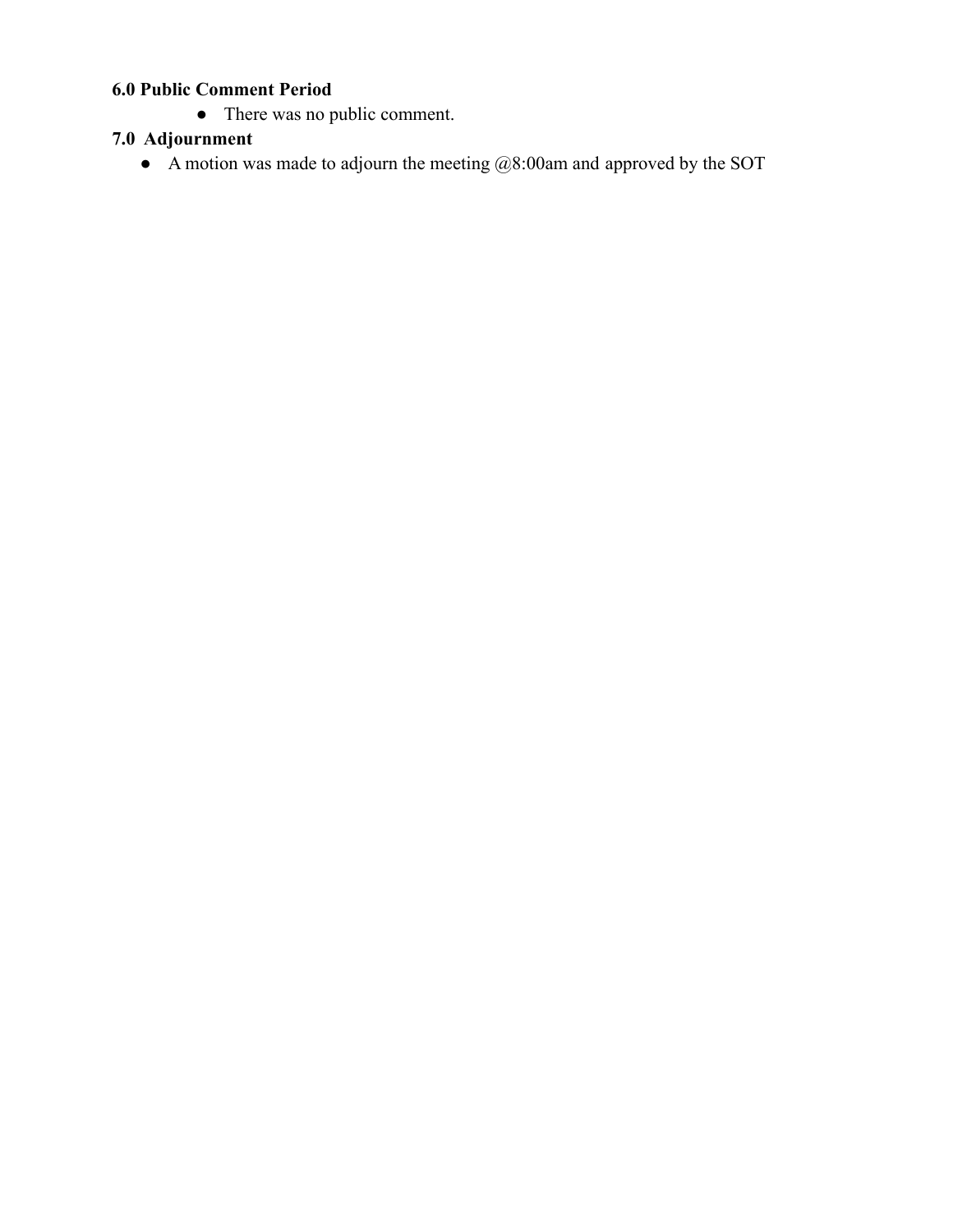**6.0 Public Comment Period**

- There was no public comment.

**7.0 Adjournment**

- A motion was made to adjourn the meeting @8:00am and approved by the SOT